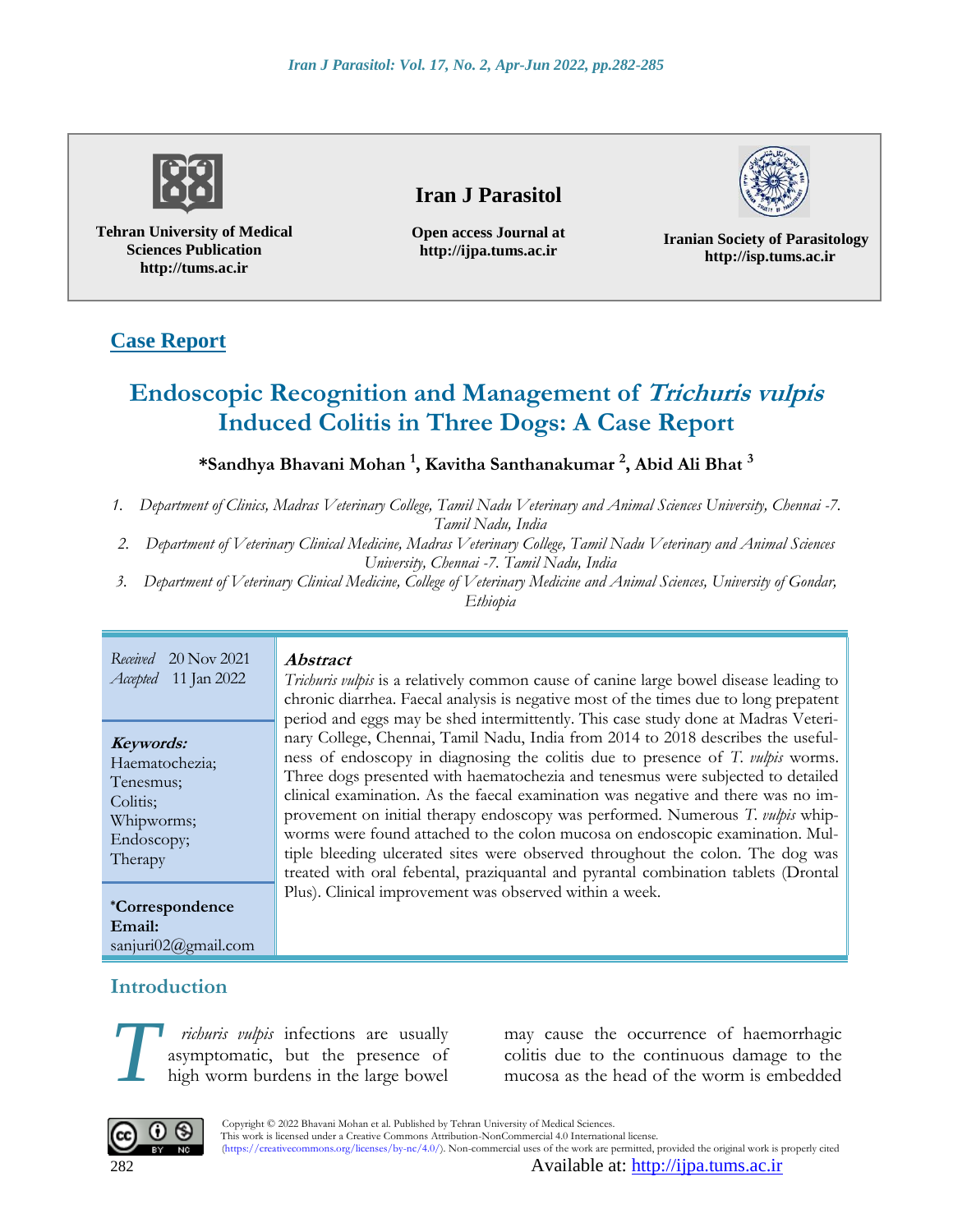Tehran University of Medical Sciences Publication
http://tums.ac.ir

**Iran J Parasitol**

Open access Journal at
http://ijpa.tums.ac.ir

Iranian Society of Parasitology
http://isp.tums.ac.ir

**Case Report**

# Endoscopic Recognition and Management of *Trichuris vulpis* Induced Colitis in Three Dogs: A Case Report

**\*Sandhya Bhavani Mohan [1], Kavitha Santhanakumar [2], Abid Ali Bhat [3]**

1. *Department of Clinics, Madras Veterinary College, Tamil Nadu Veterinary and Animal Sciences University, Chennai -7. Tamil Nadu, India*
2. *Department of Veterinary Clinical Medicine, Madras Veterinary College, Tamil Nadu Veterinary and Animal Sciences University, Chennai -7. Tamil Nadu, India*
3. *Department of Veterinary Clinical Medicine, College of Veterinary Medicine and Animal Sciences, University of Gondar, Ethiopia*

*Received* 20 Nov 2021
*Accepted* 11 Jan 2022

**Keywords:**
Haematochezia;
Tenesmus;
Colitis;
Whipworms;
Endoscopy;
Therapy

**\*Correspondence Email:**
sanjuri02@gmail.com

## Abstract

*Trichuris vulpis* is a relatively common cause of canine large bowel disease leading to chronic diarrhea. Faecal analysis is negative most of the times due to long prepatent period and eggs may be shed intermittently. This case study done at Madras Veterinary College, Chennai, Tamil Nadu, India from 2014 to 2018 describes the usefulness of endoscopy in diagnosing the colitis due to presence of *T. vulpis* worms. Three dogs presented with haematochezia and tenesmus were subjected to detailed clinical examination. As the faecal examination was negative and there was no improvement on initial therapy endoscopy was performed. Numerous *T. vulpis* whipworms were found attached to the colon mucosa on endoscopic examination. Multiple bleeding ulcerated sites were observed throughout the colon. The dog was treated with oral febental, praziquantal and pyrantal combination tablets (Drontal Plus). Clinical improvement was observed within a week.

## Introduction

*Trichuris vulpis* infections are usually asymptomatic, but the presence of high worm burdens in the large bowel may cause the occurrence of haemorrhagic colitis due to the continuous damage to the mucosa as the head of the worm is embedded

Copyright © 2022 Bhavani Mohan et al. Published by Tehran University of Medical Sciences.
This work is licensed under a Creative Commons Attribution-NonCommercial 4.0 International license.
(https://creativecommons.org/licenses/by-nc/4.0/). Non-commercial uses of the work are permitted, provided the original work is properly cited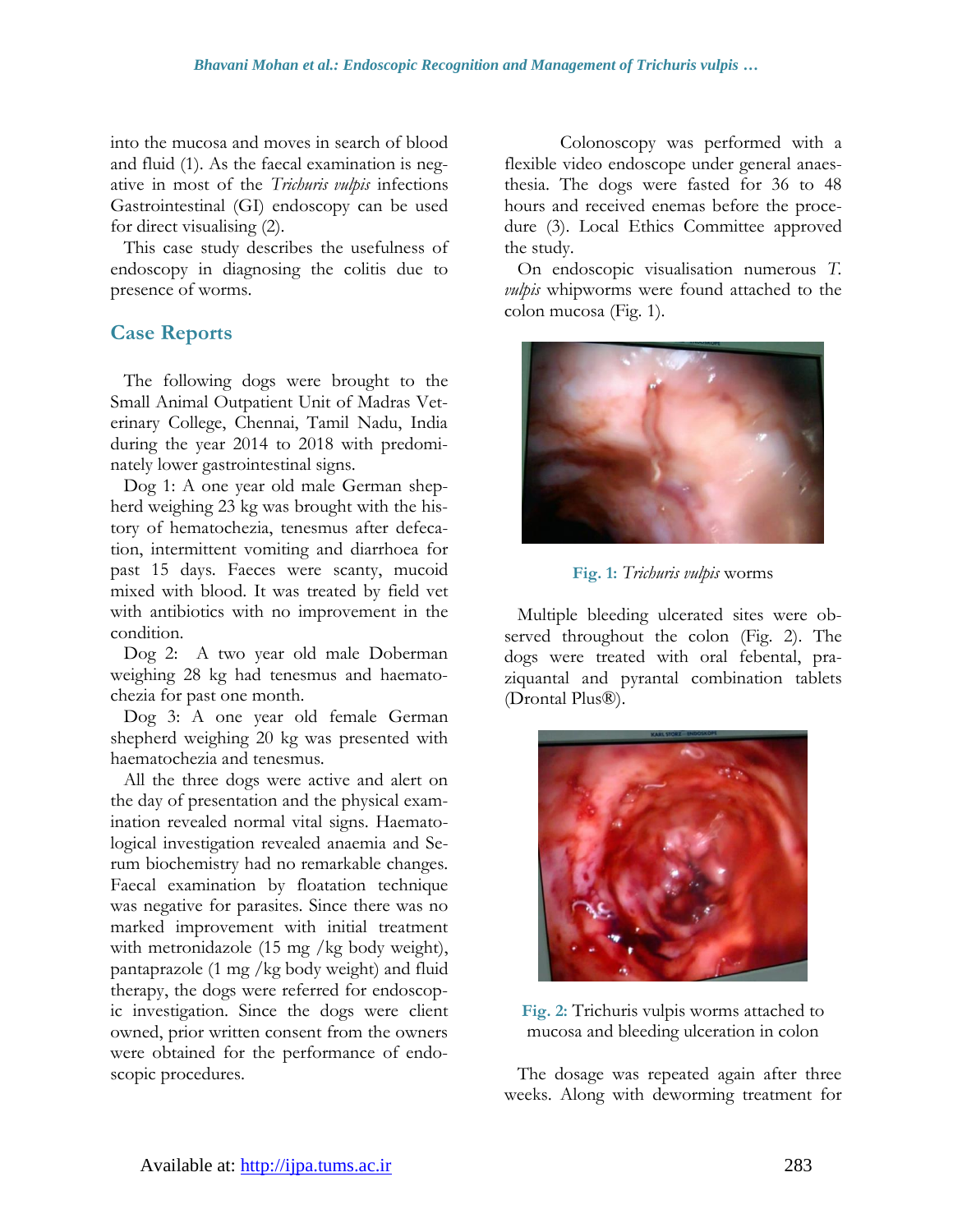into the mucosa and moves in search of blood and fluid (1). As the faecal examination is negative in most of the *Trichuris vulpis* infections Gastrointestinal (GI) endoscopy can be used for direct visualising (2).

This case study describes the usefulness of endoscopy in diagnosing the colitis due to presence of worms.

## Case Reports

The following dogs were brought to the Small Animal Outpatient Unit of Madras Veterinary College, Chennai, Tamil Nadu, India during the year 2014 to 2018 with predominately lower gastrointestinal signs.

Dog 1: A one year old male German shepherd weighing 23 kg was brought with the history of hematochezia, tenesmus after defecation, intermittent vomiting and diarrhoea for past 15 days. Faeces were scanty, mucoid mixed with blood. It was treated by field vet with antibiotics with no improvement in the condition.

Dog 2: A two year old male Doberman weighing 28 kg had tenesmus and haematochezia for past one month.

Dog 3: A one year old female German shepherd weighing 20 kg was presented with haematochezia and tenesmus.

All the three dogs were active and alert on the day of presentation and the physical examination revealed normal vital signs. Haematological investigation revealed anaemia and Serum biochemistry had no remarkable changes. Faecal examination by floatation technique was negative for parasites. Since there was no marked improvement with initial treatment with metronidazole (15 mg /kg body weight), pantaprazole (1 mg /kg body weight) and fluid therapy, the dogs were referred for endoscopic investigation. Since the dogs were client owned, prior written consent from the owners were obtained for the performance of endoscopic procedures.

Colonoscopy was performed with a flexible video endoscope under general anaesthesia. The dogs were fasted for 36 to 48 hours and received enemas before the procedure (3). Local Ethics Committee approved the study.

On endoscopic visualisation numerous *T. vulpis* whipworms were found attached to the colon mucosa (Fig. 1).

**Fig. 1:** *Trichuris vulpis* worms

Multiple bleeding ulcerated sites were observed throughout the colon (Fig. 2). The dogs were treated with oral febental, praziquantal and pyrantal combination tablets (Drontal Plus®).

**Fig. 2:** Trichuris vulpis worms attached to mucosa and bleeding ulceration in colon

The dosage was repeated again after three weeks. Along with deworming treatment for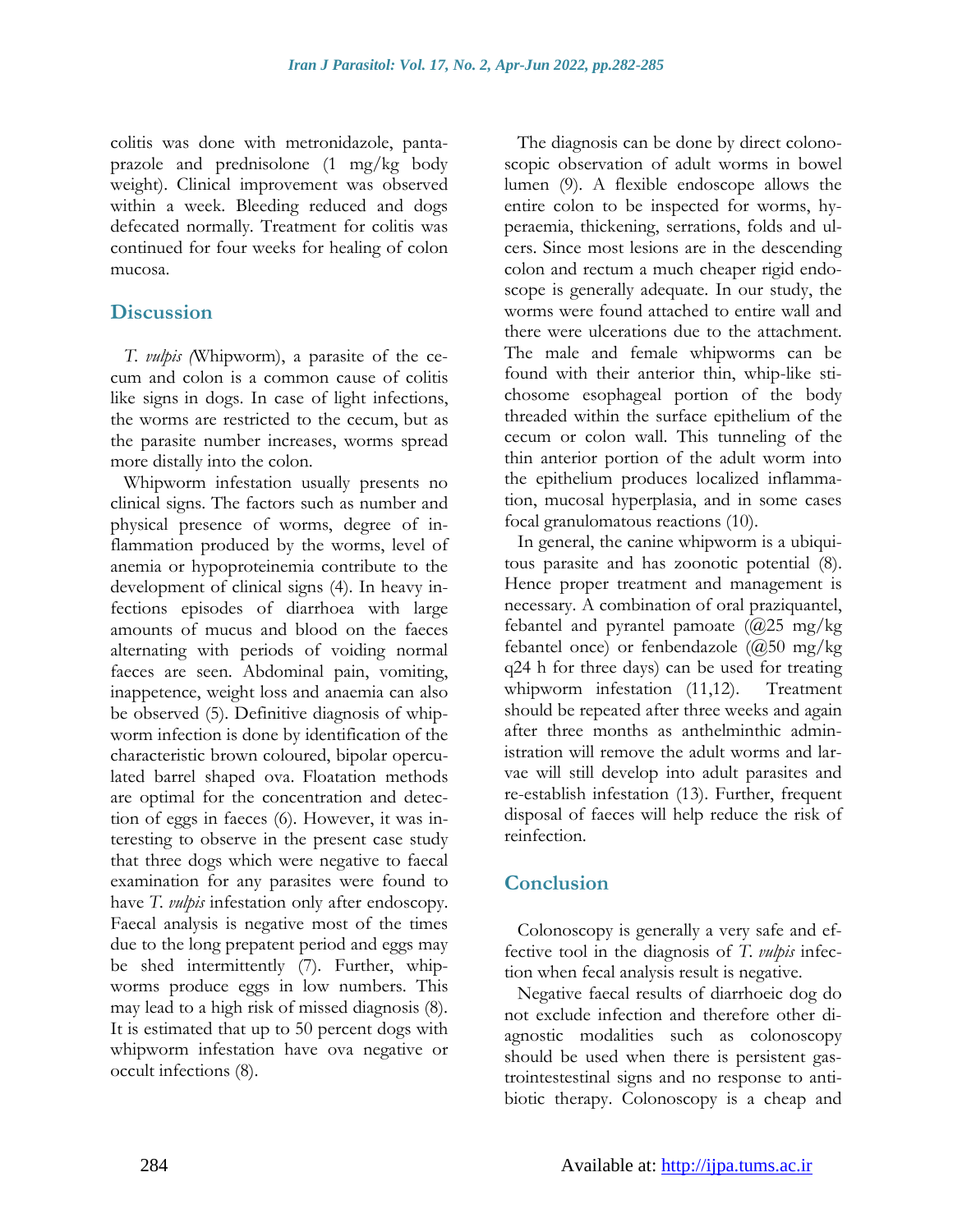colitis was done with metronidazole, pantaprazole and prednisolone (1 mg/kg body weight). Clinical improvement was observed within a week. Bleeding reduced and dogs defecated normally. Treatment for colitis was continued for four weeks for healing of colon mucosa.

## Discussion

*T. vulpis (*Whipworm), a parasite of the cecum and colon is a common cause of colitis like signs in dogs. In case of light infections, the worms are restricted to the cecum, but as the parasite number increases, worms spread more distally into the colon.

Whipworm infestation usually presents no clinical signs. The factors such as number and physical presence of worms, degree of inflammation produced by the worms, level of anemia or hypoproteinemia contribute to the development of clinical signs (4). In heavy infections episodes of diarrhoea with large amounts of mucus and blood on the faeces alternating with periods of voiding normal faeces are seen. Abdominal pain, vomiting, inappetence, weight loss and anaemia can also be observed (5). Definitive diagnosis of whipworm infection is done by identification of the characteristic brown coloured, bipolar operculated barrel shaped ova. Floatation methods are optimal for the concentration and detection of eggs in faeces (6). However, it was interesting to observe in the present case study that three dogs which were negative to faecal examination for any parasites were found to have *T. vulpis* infestation only after endoscopy. Faecal analysis is negative most of the times due to the long prepatent period and eggs may be shed intermittently (7). Further, whipworms produce eggs in low numbers. This may lead to a high risk of missed diagnosis (8). It is estimated that up to 50 percent dogs with whipworm infestation have ova negative or occult infections (8).

The diagnosis can be done by direct colonoscopic observation of adult worms in bowel lumen (9). A flexible endoscope allows the entire colon to be inspected for worms, hyperaemia, thickening, serrations, folds and ulcers. Since most lesions are in the descending colon and rectum a much cheaper rigid endoscope is generally adequate. In our study, the worms were found attached to entire wall and there were ulcerations due to the attachment. The male and female whipworms can be found with their anterior thin, whip-like stichosome esophageal portion of the body threaded within the surface epithelium of the cecum or colon wall. This tunneling of the thin anterior portion of the adult worm into the epithelium produces localized inflammation, mucosal hyperplasia, and in some cases focal granulomatous reactions (10).

In general, the canine whipworm is a ubiquitous parasite and has zoonotic potential (8). Hence proper treatment and management is necessary. A combination of oral praziquantel, febantel and pyrantel pamoate (@25 mg/kg febantel once) or fenbendazole (@50 mg/kg q24 h for three days) can be used for treating whipworm infestation (11,12). Treatment should be repeated after three weeks and again after three months as anthelminthic administration will remove the adult worms and larvae will still develop into adult parasites and re-establish infestation (13). Further, frequent disposal of faeces will help reduce the risk of reinfection.

## Conclusion

Colonoscopy is generally a very safe and effective tool in the diagnosis of *T. vulpis* infection when fecal analysis result is negative.

Negative faecal results of diarrhoeic dog do not exclude infection and therefore other diagnostic modalities such as colonoscopy should be used when there is persistent gastrointestenstinal signs and no response to antibiotic therapy. Colonoscopy is a cheap and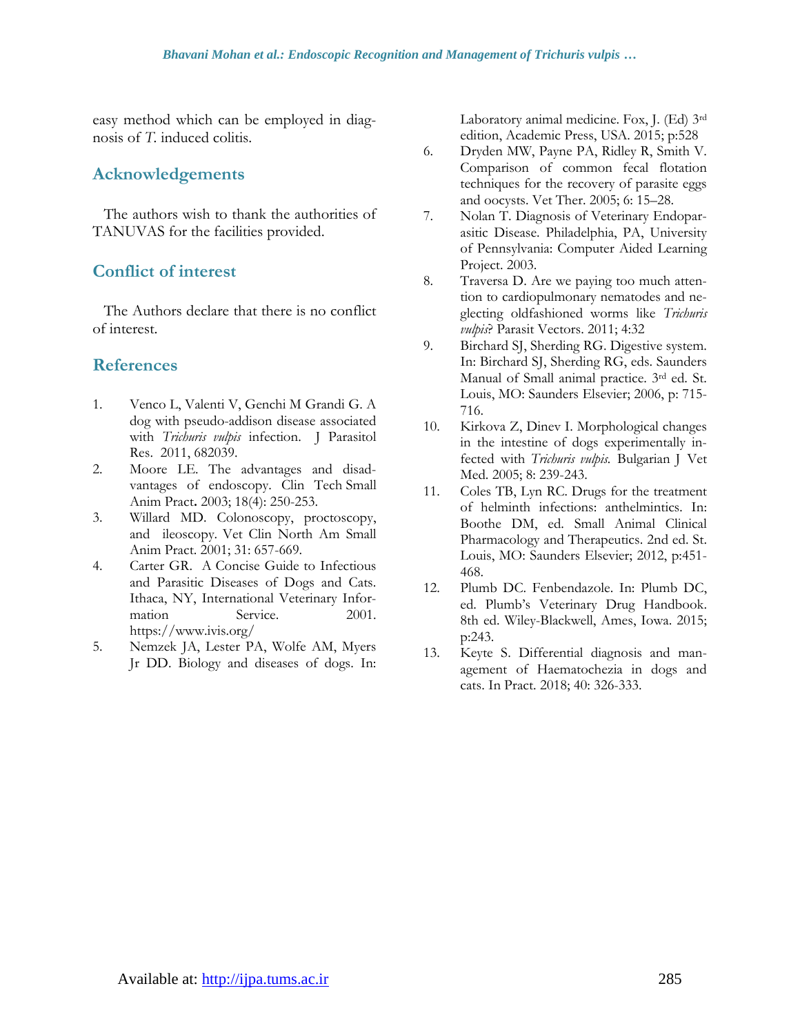easy method which can be employed in diagnosis of *T.* induced colitis.

## Acknowledgements

The authors wish to thank the authorities of TANUVAS for the facilities provided.

## Conflict of interest

The Authors declare that there is no conflict of interest.

## References

1. Venco L, Valenti V, Genchi M Grandi G. A dog with pseudo-addison disease associated with *Trichuris vulpis* infection. J Parasitol Res. 2011, 682039.
2. Moore LE. The advantages and disadvantages of endoscopy. Clin Tech Small Anim Pract**.** 2003; 18(4): 250-253.
3. Willard MD. Colonoscopy, proctoscopy, and ileoscopy. Vet Clin North Am Small Anim Pract. 2001; 31: 657-669.
4. Carter GR. A Concise Guide to Infectious and Parasitic Diseases of Dogs and Cats. Ithaca, NY, International Veterinary Information Service. 2001. https://www.ivis.org/
5. Nemzek JA, Lester PA, Wolfe AM, Myers Jr DD. Biology and diseases of dogs. In: Laboratory animal medicine. Fox, J. (Ed) 3rd edition, Academic Press, USA. 2015; p:528
6. Dryden MW, Payne PA, Ridley R, Smith V. Comparison of common fecal flotation techniques for the recovery of parasite eggs and oocysts. Vet Ther. 2005; 6: 15–28.
7. Nolan T. Diagnosis of Veterinary Endoparasitic Disease. Philadelphia, PA, University of Pennsylvania: Computer Aided Learning Project. 2003.
8. Traversa D. Are we paying too much attention to cardiopulmonary nematodes and neglecting oldfashioned worms like *Trichuris vulpis*? Parasit Vectors. 2011; 4:32
9. Birchard SJ, Sherding RG. Digestive system. In: Birchard SJ, Sherding RG, eds. Saunders Manual of Small animal practice. 3rd ed. St. Louis, MO: Saunders Elsevier; 2006, p: 715-716.
10. Kirkova Z, Dinev I. Morphological changes in the intestine of dogs experimentally infected with *Trichuris vulpis.* Bulgarian J Vet Med. 2005; 8: 239-243.
11. Coles TB, Lyn RC. Drugs for the treatment of helminth infections: anthelmintics. In: Boothe DM, ed. Small Animal Clinical Pharmacology and Therapeutics. 2nd ed. St. Louis, MO: Saunders Elsevier; 2012, p:451-468.
12. Plumb DC. Fenbendazole. In: Plumb DC, ed. Plumb's Veterinary Drug Handbook. 8th ed. Wiley-Blackwell, Ames, Iowa. 2015; p:243.
13. Keyte S. Differential diagnosis and management of Haematochezia in dogs and cats. In Pract. 2018; 40: 326-333.